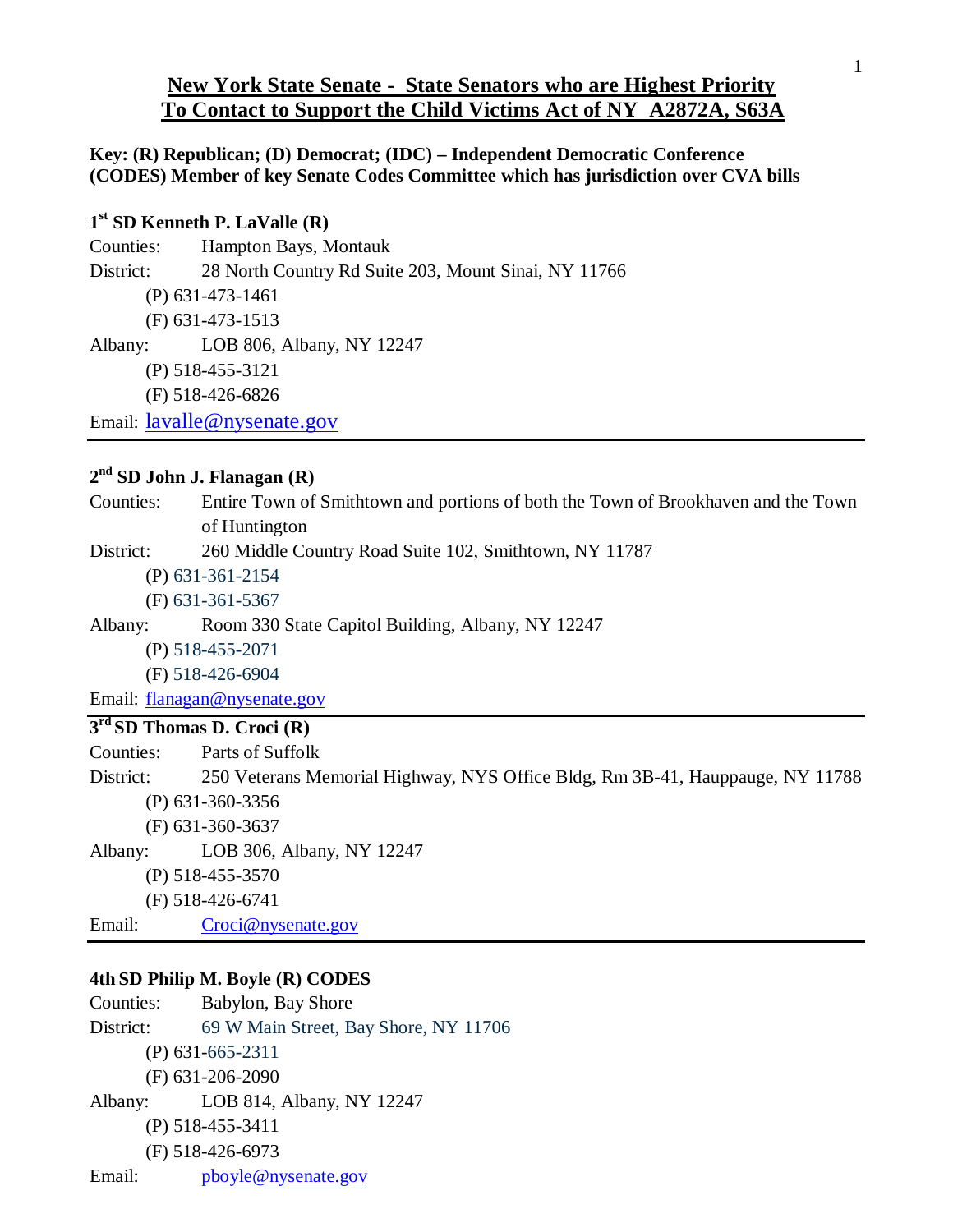# New York State Senate - State Senators who are Highest Priority To Contact to Support the Child Victims Act of NY A2872A, S63A

**Key: (R) Republican; (D) Democrat; (IDC) – Independent Democratic Conference**
**(CODES) Member of key Senate Codes Committee which has jurisdiction over CVA bills**

### 1st SD Kenneth P. LaValle (R)

Counties: Hampton Bays, Montauk
District: 28 North Country Rd Suite 203, Mount Sinai, NY 11766
(P) 631-473-1461
(F) 631-473-1513
Albany: LOB 806, Albany, NY 12247
(P) 518-455-3121
(F) 518-426-6826
Email: lavalle@nysenate.gov

---

### 2nd SD John J. Flanagan (R)

Counties: Entire Town of Smithtown and portions of both the Town of Brookhaven and the Town of Huntington
District: 260 Middle Country Road Suite 102, Smithtown, NY 11787
(P) 631-361-2154
(F) 631-361-5367
Albany: Room 330 State Capitol Building, Albany, NY 12247
(P) 518-455-2071
(F) 518-426-6904
Email: flanagan@nysenate.gov

---

### 3rd SD Thomas D. Croci (R)

Counties: Parts of Suffolk
District: 250 Veterans Memorial Highway, NYS Office Bldg, Rm 3B-41, Hauppauge, NY 11788
(P) 631-360-3356
(F) 631-360-3637
Albany: LOB 306, Albany, NY 12247
(P) 518-455-3570
(F) 518-426-6741
Email: Croci@nysenate.gov

---

### 4th SD Philip M. Boyle (R) CODES

Counties: Babylon, Bay Shore
District: 69 W Main Street, Bay Shore, NY 11706
(P) 631-665-2311
(F) 631-206-2090
Albany: LOB 814, Albany, NY 12247
(P) 518-455-3411
(F) 518-426-6973
Email: pboyle@nysenate.gov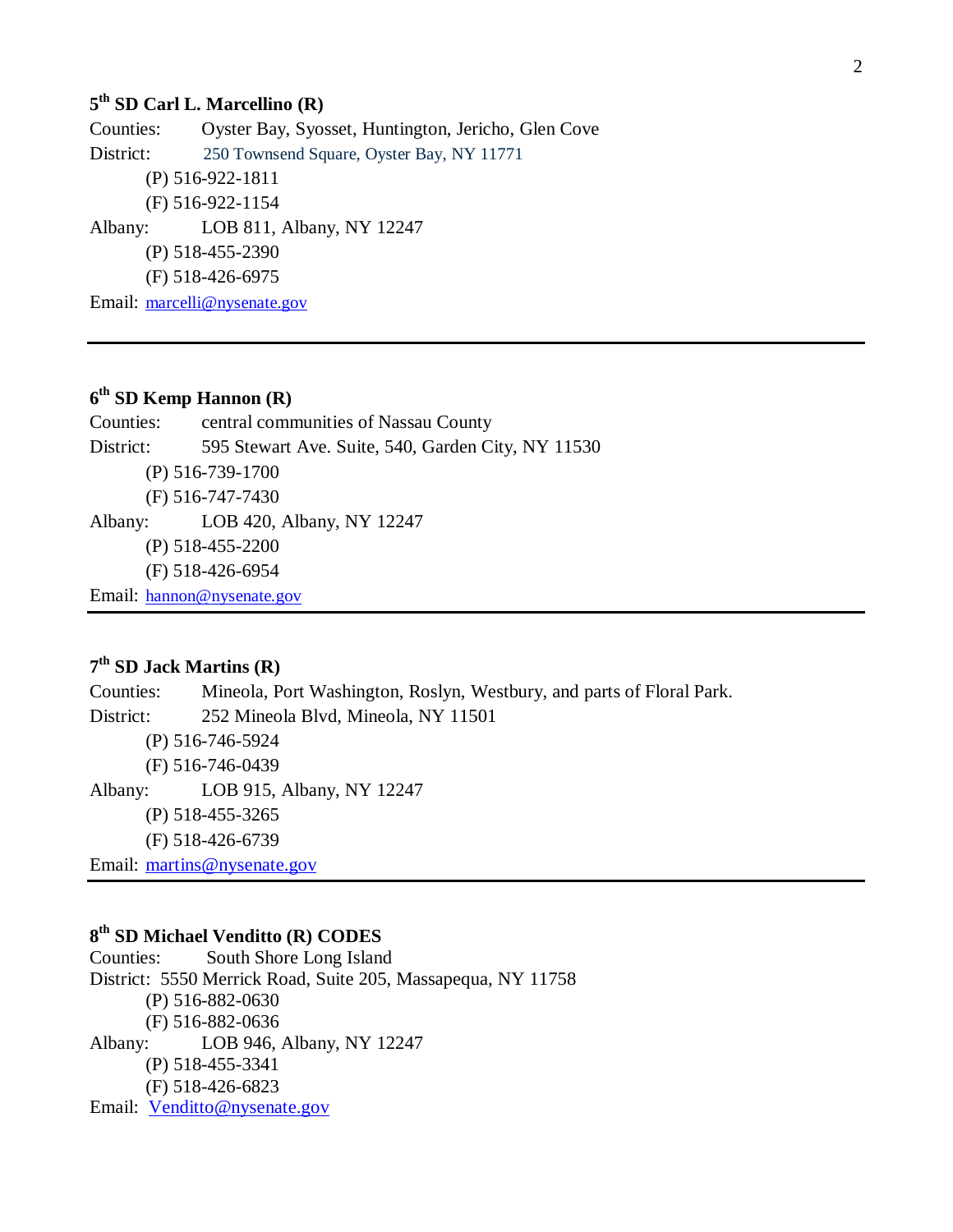### 5th SD Carl L. Marcellino (R)

Counties: Oyster Bay, Syosset, Huntington, Jericho, Glen Cove

District: 250 Townsend Square, Oyster Bay, NY 11771

(P) 516-922-1811

(F) 516-922-1154

Albany: LOB 811, Albany, NY 12247

(P) 518-455-2390

(F) 518-426-6975

Email: marcelli@nysenate.gov

---

### 6th SD Kemp Hannon (R)

Counties: central communities of Nassau County

District: 595 Stewart Ave. Suite, 540, Garden City, NY 11530

(P) 516-739-1700

(F) 516-747-7430

Albany: LOB 420, Albany, NY 12247

(P) 518-455-2200

(F) 518-426-6954

Email: hannon@nysenate.gov

---

### 7th SD Jack Martins (R)

Counties: Mineola, Port Washington, Roslyn, Westbury, and parts of Floral Park.

District: 252 Mineola Blvd, Mineola, NY 11501

(P) 516-746-5924

(F) 516-746-0439

Albany: LOB 915, Albany, NY 12247

(P) 518-455-3265

(F) 518-426-6739

Email: martins@nysenate.gov

---

### 8th SD Michael Venditto (R) CODES

Counties: South Shore Long Island

District: 5550 Merrick Road, Suite 205, Massapequa, NY 11758

(P) 516-882-0630

(F) 516-882-0636

Albany: LOB 946, Albany, NY 12247

(P) 518-455-3341

(F) 518-426-6823

Email: Venditto@nysenate.gov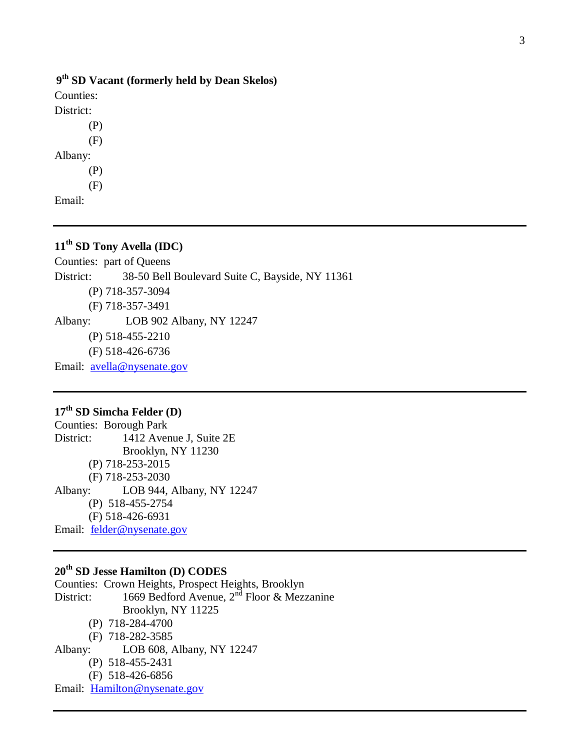### 9th SD Vacant (formerly held by Dean Skelos)

Counties:

District:

(P)

(F)

Albany:

(P)

(F)

Email:

---

### 11th SD Tony Avella (IDC)

Counties: part of Queens

District: 38-50 Bell Boulevard Suite C, Bayside, NY 11361

(P) 718-357-3094

(F) 718-357-3491

Albany: LOB 902 Albany, NY 12247

(P) 518-455-2210

(F) 518-426-6736

Email: avella@nysenate.gov

---

### 17th SD Simcha Felder (D)

Counties: Borough Park

District: 1412 Avenue J, Suite 2E
Brooklyn, NY 11230

(P) 718-253-2015

(F) 718-253-2030

Albany: LOB 944, Albany, NY 12247

(P) 518-455-2754

(F) 518-426-6931

Email: felder@nysenate.gov

---

### 20th SD Jesse Hamilton (D) CODES

Counties: Crown Heights, Prospect Heights, Brooklyn

District: 1669 Bedford Avenue, 2nd Floor & Mezzanine
Brooklyn, NY 11225

(P) 718-284-4700

(F) 718-282-3585

Albany: LOB 608, Albany, NY 12247

(P) 518-455-2431

(F) 518-426-6856

Email: Hamilton@nysenate.gov

---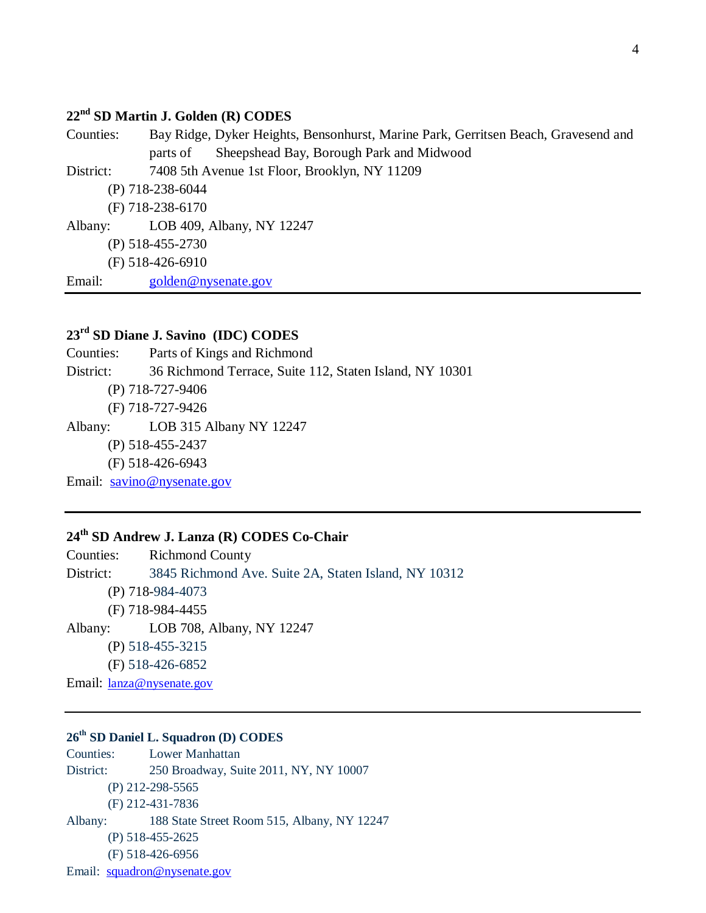### 22nd SD Martin J. Golden (R) CODES

Counties: Bay Ridge, Dyker Heights, Bensonhurst, Marine Park, Gerritsen Beach, Gravesend and parts of Sheepshead Bay, Borough Park and Midwood

District: 7408 5th Avenue 1st Floor, Brooklyn, NY 11209

(P) 718-238-6044

(F) 718-238-6170

Albany: LOB 409, Albany, NY 12247

(P) 518-455-2730

(F) 518-426-6910

Email: golden@nysenate.gov

---

### 23rd SD Diane J. Savino (IDC) CODES

Counties: Parts of Kings and Richmond

District: 36 Richmond Terrace, Suite 112, Staten Island, NY 10301

(P) 718-727-9406

(F) 718-727-9426

Albany: LOB 315 Albany NY 12247

(P) 518-455-2437

(F) 518-426-6943

Email: savino@nysenate.gov

---

### 24th SD Andrew J. Lanza (R) CODES Co-Chair

Counties: Richmond County

District: 3845 Richmond Ave. Suite 2A, Staten Island, NY 10312

(P) 718-984-4073

(F) 718-984-4455

Albany: LOB 708, Albany, NY 12247

(P) 518-455-3215

(F) 518-426-6852

Email: lanza@nysenate.gov

---

### 26th SD Daniel L. Squadron (D) CODES

Counties: Lower Manhattan

District: 250 Broadway, Suite 2011, NY, NY 10007

(P) 212-298-5565

(F) 212-431-7836

Albany: 188 State Street Room 515, Albany, NY 12247

(P) 518-455-2625

(F) 518-426-6956

Email: squadron@nysenate.gov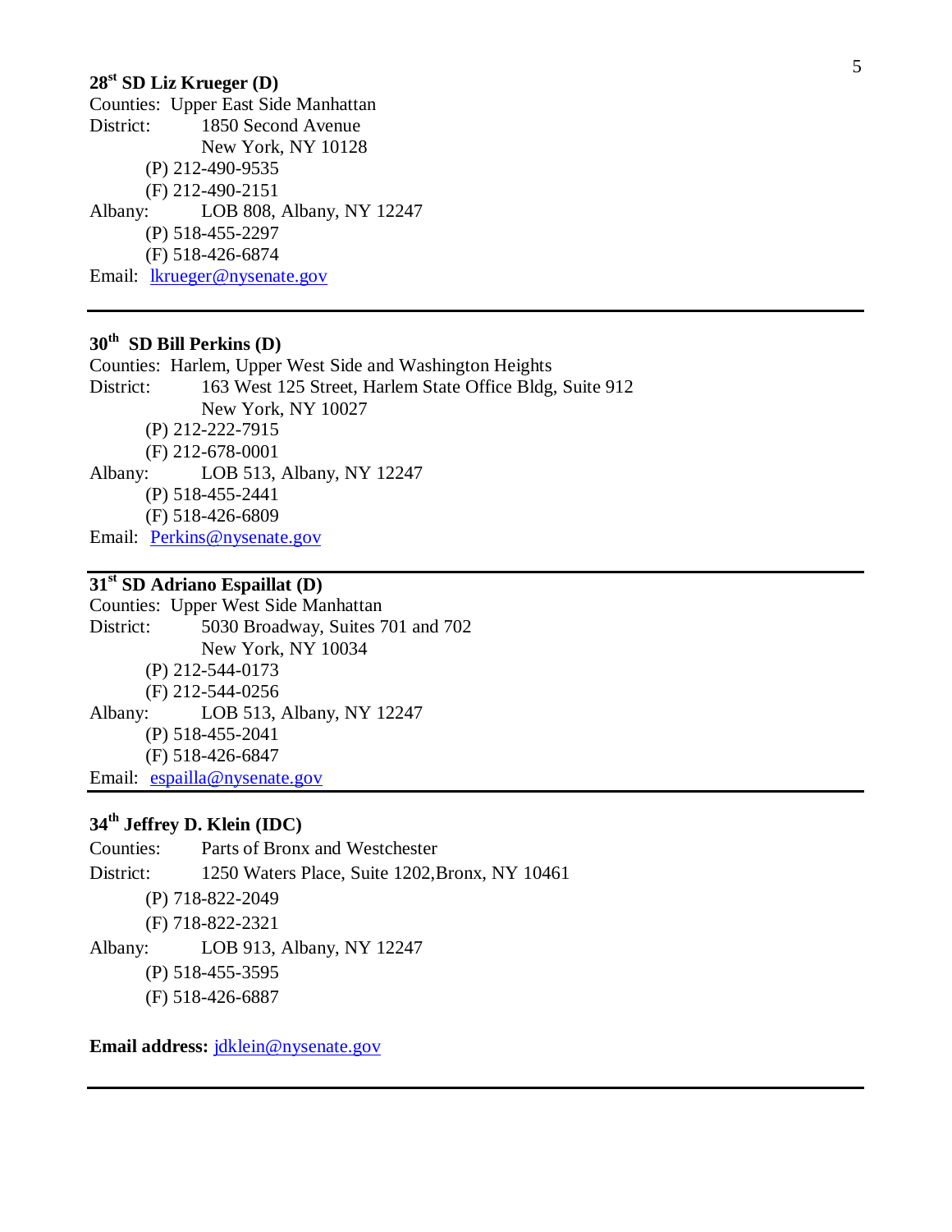**28st SD Liz Krueger (D)**

Counties: Upper East Side Manhattan
District: 1850 Second Avenue
New York, NY 10128
(P) 212-490-9535
(F) 212-490-2151
Albany: LOB 808, Albany, NY 12247
(P) 518-455-2297
(F) 518-426-6874
Email: lkrueger@nysenate.gov

---

**30th SD Bill Perkins (D)**

Counties: Harlem, Upper West Side and Washington Heights
District: 163 West 125 Street, Harlem State Office Bldg, Suite 912
New York, NY 10027
(P) 212-222-7915
(F) 212-678-0001
Albany: LOB 513, Albany, NY 12247
(P) 518-455-2441
(F) 518-426-6809
Email: Perkins@nysenate.gov

---

**31st SD Adriano Espaillat (D)**

Counties: Upper West Side Manhattan
District: 5030 Broadway, Suites 701 and 702
New York, NY 10034
(P) 212-544-0173
(F) 212-544-0256
Albany: LOB 513, Albany, NY 12247
(P) 518-455-2041
(F) 518-426-6847
Email: espailla@nysenate.gov

---

**34th Jeffrey D. Klein (IDC)**

Counties: Parts of Bronx and Westchester
District: 1250 Waters Place, Suite 1202,Bronx, NY 10461
(P) 718-822-2049
(F) 718-822-2321
Albany: LOB 913, Albany, NY 12247
(P) 518-455-3595
(F) 518-426-6887

**Email address:** jdklein@nysenate.gov

---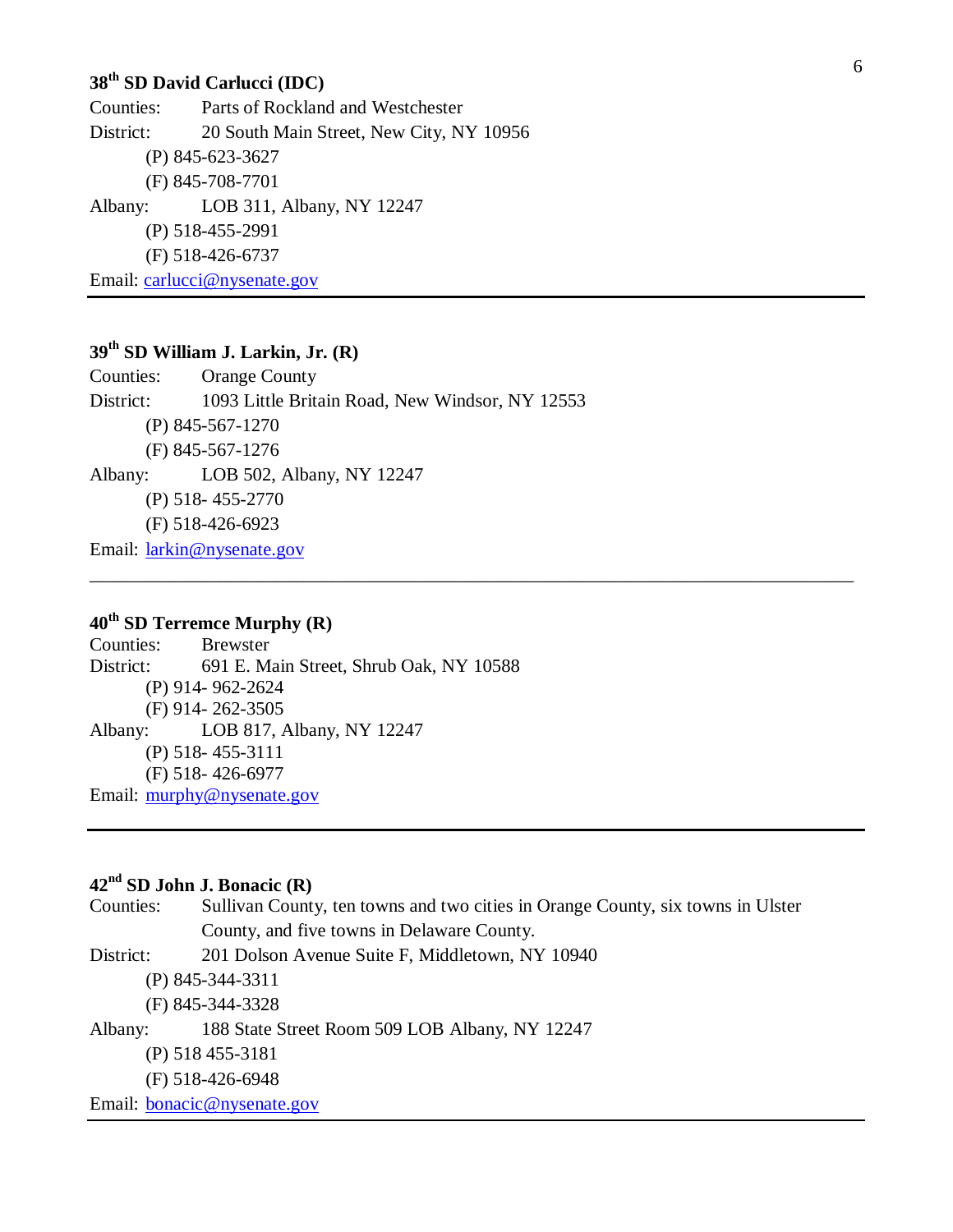### 38th SD David Carlucci (IDC)

Counties: Parts of Rockland and Westchester

District: 20 South Main Street, New City, NY 10956

(P) 845-623-3627

(F) 845-708-7701

Albany: LOB 311, Albany, NY 12247

(P) 518-455-2991

(F) 518-426-6737

Email: carlucci@nysenate.gov

---

### 39th SD William J. Larkin, Jr. (R)

Counties: Orange County

District: 1093 Little Britain Road, New Windsor, NY 12553

(P) 845-567-1270

(F) 845-567-1276

Albany: LOB 502, Albany, NY 12247

(P) 518- 455-2770

(F) 518-426-6923

Email: larkin@nysenate.gov

---

### 40th SD Terremce Murphy (R)

Counties: Brewster

District: 691 E. Main Street, Shrub Oak, NY 10588

(P) 914- 962-2624

(F) 914- 262-3505

Albany: LOB 817, Albany, NY 12247

(P) 518- 455-3111

(F) 518- 426-6977

Email: murphy@nysenate.gov

---

### 42nd SD John J. Bonacic (R)

Counties: Sullivan County, ten towns and two cities in Orange County, six towns in Ulster County, and five towns in Delaware County.

District: 201 Dolson Avenue Suite F, Middletown, NY 10940

(P) 845-344-3311

(F) 845-344-3328

Albany: 188 State Street Room 509 LOB Albany, NY 12247

(P) 518 455-3181

(F) 518-426-6948

Email: bonacic@nysenate.gov

---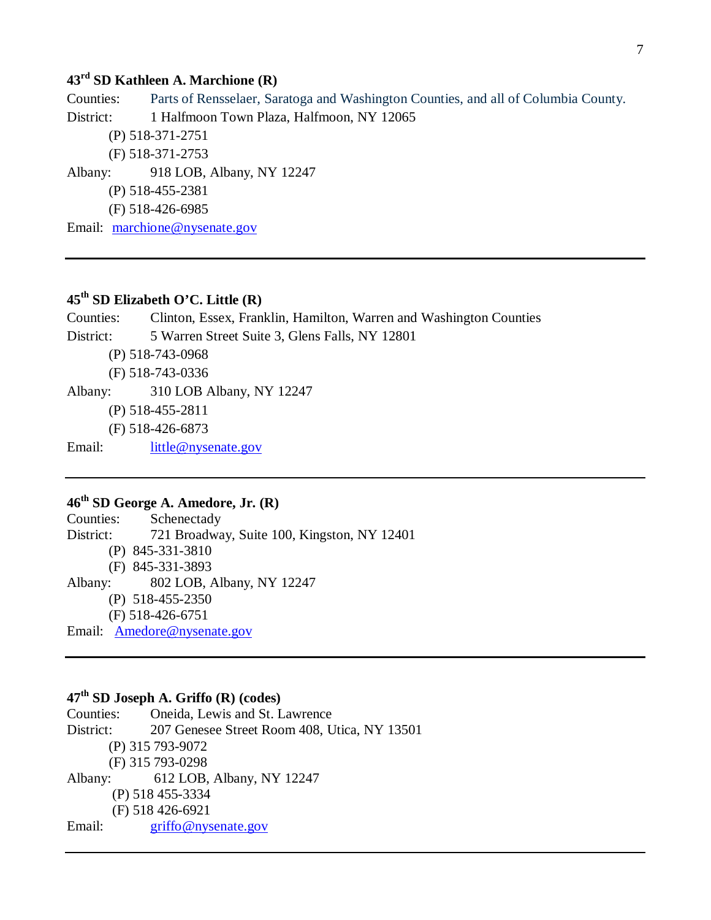### 43rd SD Kathleen A. Marchione (R)

Counties: Parts of Rensselaer, Saratoga and Washington Counties, and all of Columbia County.

District: 1 Halfmoon Town Plaza, Halfmoon, NY 12065

(P) 518-371-2751

(F) 518-371-2753

Albany: 918 LOB, Albany, NY 12247

(P) 518-455-2381

(F) 518-426-6985

Email: marchione@nysenate.gov

---

### 45th SD Elizabeth O'C. Little (R)

Counties: Clinton, Essex, Franklin, Hamilton, Warren and Washington Counties

District: 5 Warren Street Suite 3, Glens Falls, NY 12801

(P) 518-743-0968

(F) 518-743-0336

Albany: 310 LOB Albany, NY 12247

(P) 518-455-2811

(F) 518-426-6873

Email: little@nysenate.gov

---

### 46th SD George A. Amedore, Jr. (R)

Counties: Schenectady

District: 721 Broadway, Suite 100, Kingston, NY 12401

(P) 845-331-3810

(F) 845-331-3893

Albany: 802 LOB, Albany, NY 12247

(P) 518-455-2350

(F) 518-426-6751

Email: Amedore@nysenate.gov

---

### 47th SD Joseph A. Griffo (R) (codes)

Counties: Oneida, Lewis and St. Lawrence

District: 207 Genesee Street Room 408, Utica, NY 13501

(P) 315 793-9072

(F) 315 793-0298

Albany: 612 LOB, Albany, NY 12247

(P) 518 455-3334

(F) 518 426-6921

Email: griffo@nysenate.gov

---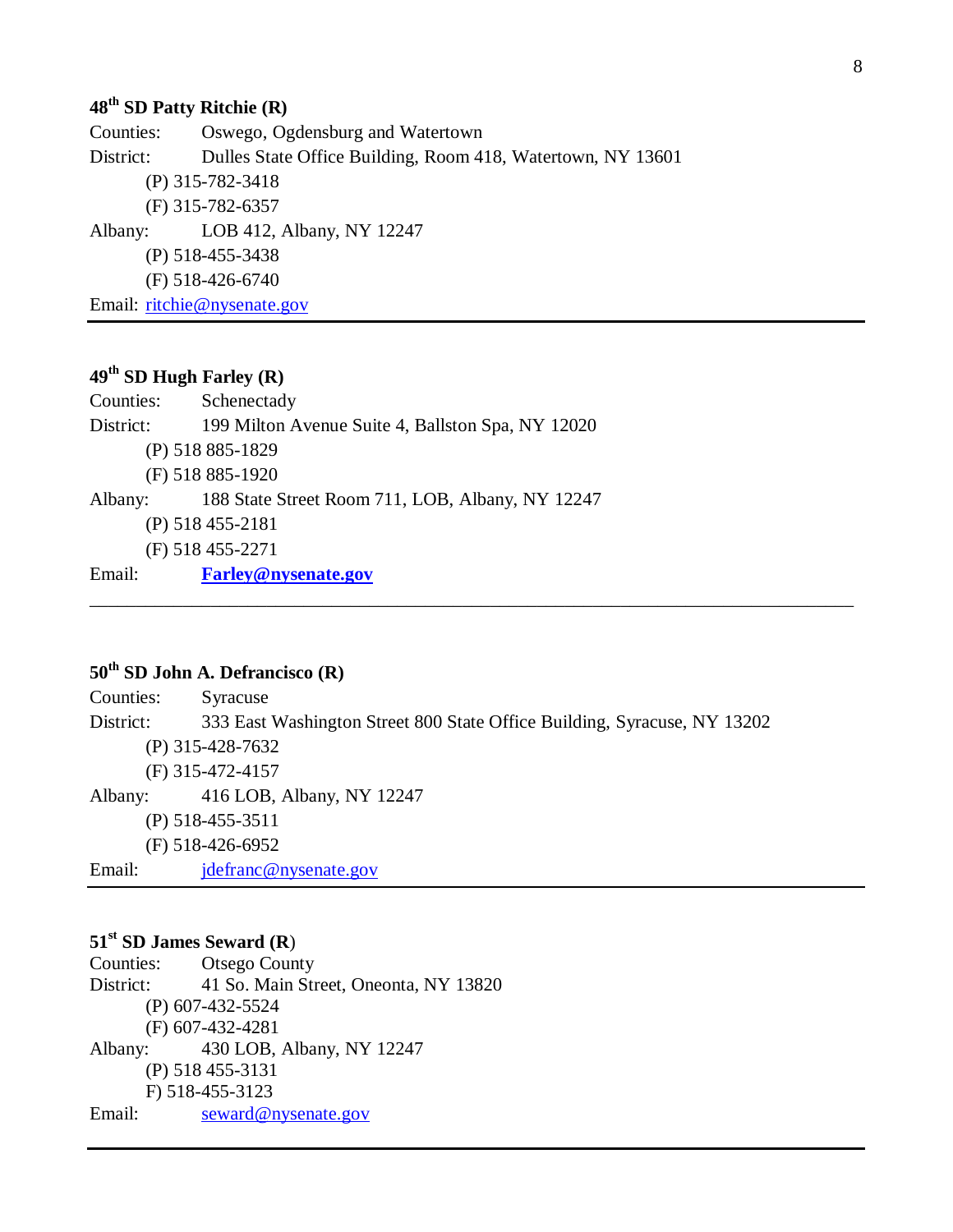### 48th SD Patty Ritchie (R)

Counties: Oswego, Ogdensburg and Watertown
District: Dulles State Office Building, Room 418, Watertown, NY 13601
(P) 315-782-3418
(F) 315-782-6357
Albany: LOB 412, Albany, NY 12247
(P) 518-455-3438
(F) 518-426-6740
Email: ritchie@nysenate.gov

---

### 49th SD Hugh Farley (R)

Counties: Schenectady
District: 199 Milton Avenue Suite 4, Ballston Spa, NY 12020
(P) 518 885-1829
(F) 518 885-1920
Albany: 188 State Street Room 711, LOB, Albany, NY 12247
(P) 518 455-2181
(F) 518 455-2271
Email: **Farley@nysenate.gov**

---

### 50th SD John A. Defrancisco (R)

Counties: Syracuse
District: 333 East Washington Street 800 State Office Building, Syracuse, NY 13202
(P) 315-428-7632
(F) 315-472-4157
Albany: 416 LOB, Albany, NY 12247
(P) 518-455-3511
(F) 518-426-6952
Email: jdefranc@nysenate.gov

---

### 51st SD James Seward (R)

Counties: Otsego County
District: 41 So. Main Street, Oneonta, NY 13820
(P) 607-432-5524
(F) 607-432-4281
Albany: 430 LOB, Albany, NY 12247
(P) 518 455-3131
F) 518-455-3123
Email: seward@nysenate.gov

---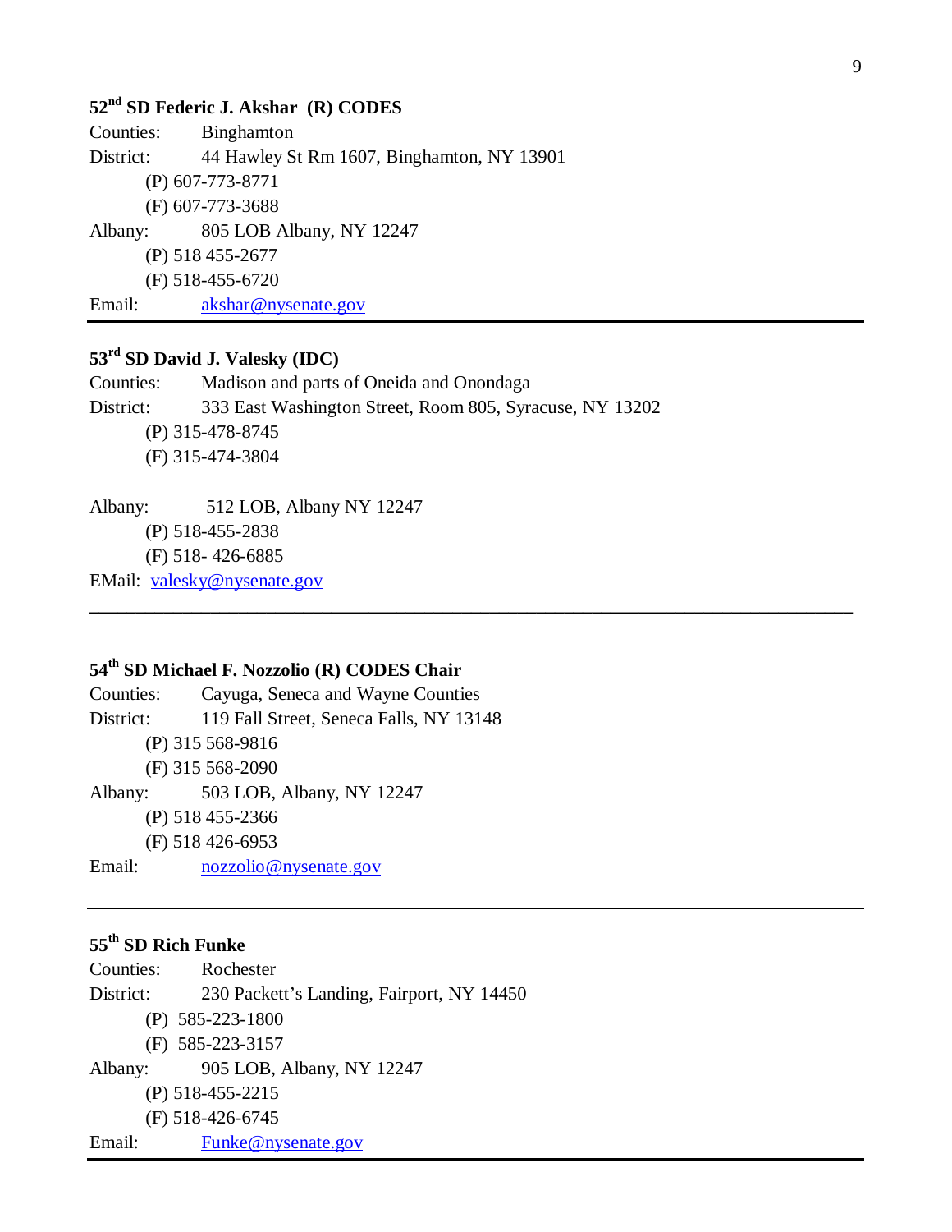### 52nd SD Federic J. Akshar (R) CODES

Counties: Binghamton

District: 44 Hawley St Rm 1607, Binghamton, NY 13901

(P) 607-773-8771

(F) 607-773-3688

Albany: 805 LOB Albany, NY 12247

(P) 518 455-2677

(F) 518-455-6720

Email: akshar@nysenate.gov

---

### 53rd SD David J. Valesky (IDC)

Counties: Madison and parts of Oneida and Onondaga

District: 333 East Washington Street, Room 805, Syracuse, NY 13202

(P) 315-478-8745

(F) 315-474-3804

Albany: 512 LOB, Albany NY 12247

(P) 518-455-2838

(F) 518- 426-6885

EMail: valesky@nysenate.gov

---

### 54th SD Michael F. Nozzolio (R) CODES Chair

Counties: Cayuga, Seneca and Wayne Counties

District: 119 Fall Street, Seneca Falls, NY 13148

(P) 315 568-9816

(F) 315 568-2090

Albany: 503 LOB, Albany, NY 12247

(P) 518 455-2366

(F) 518 426-6953

Email: nozzolio@nysenate.gov

---

### 55th SD Rich Funke

Counties: Rochester

District: 230 Packett's Landing, Fairport, NY 14450

(P) 585-223-1800

(F) 585-223-3157

Albany: 905 LOB, Albany, NY 12247

(P) 518-455-2215

(F) 518-426-6745

Email: Funke@nysenate.gov

---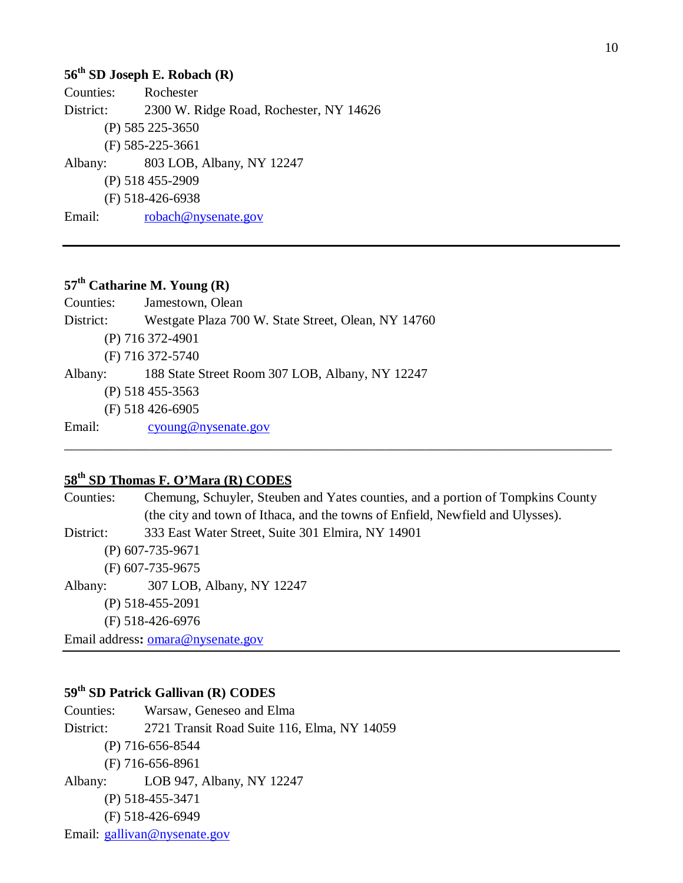### 56th SD Joseph E. Robach (R)

Counties: Rochester
District: 2300 W. Ridge Road, Rochester, NY 14626
(P) 585 225-3650
(F) 585-225-3661
Albany: 803 LOB, Albany, NY 12247
(P) 518 455-2909
(F) 518-426-6938
Email: robach@nysenate.gov

---

### 57th Catharine M. Young (R)

Counties: Jamestown, Olean
District: Westgate Plaza 700 W. State Street, Olean, NY 14760
(P) 716 372-4901
(F) 716 372-5740
Albany: 188 State Street Room 307 LOB, Albany, NY 12247
(P) 518 455-3563
(F) 518 426-6905
Email: cyoung@nysenate.gov

---

### 58th SD Thomas F. O'Mara (R) CODES

Counties: Chemung, Schuyler, Steuben and Yates counties, and a portion of Tompkins County (the city and town of Ithaca, and the towns of Enfield, Newfield and Ulysses).
District: 333 East Water Street, Suite 301 Elmira, NY 14901
(P) 607-735-9671
(F) 607-735-9675
Albany: 307 LOB, Albany, NY 12247
(P) 518-455-2091
(F) 518-426-6976
Email address: omara@nysenate.gov

---

### 59th SD Patrick Gallivan (R) CODES

Counties: Warsaw, Geneseo and Elma
District: 2721 Transit Road Suite 116, Elma, NY 14059
(P) 716-656-8544
(F) 716-656-8961
Albany: LOB 947, Albany, NY 12247
(P) 518-455-3471
(F) 518-426-6949
Email: gallivan@nysenate.gov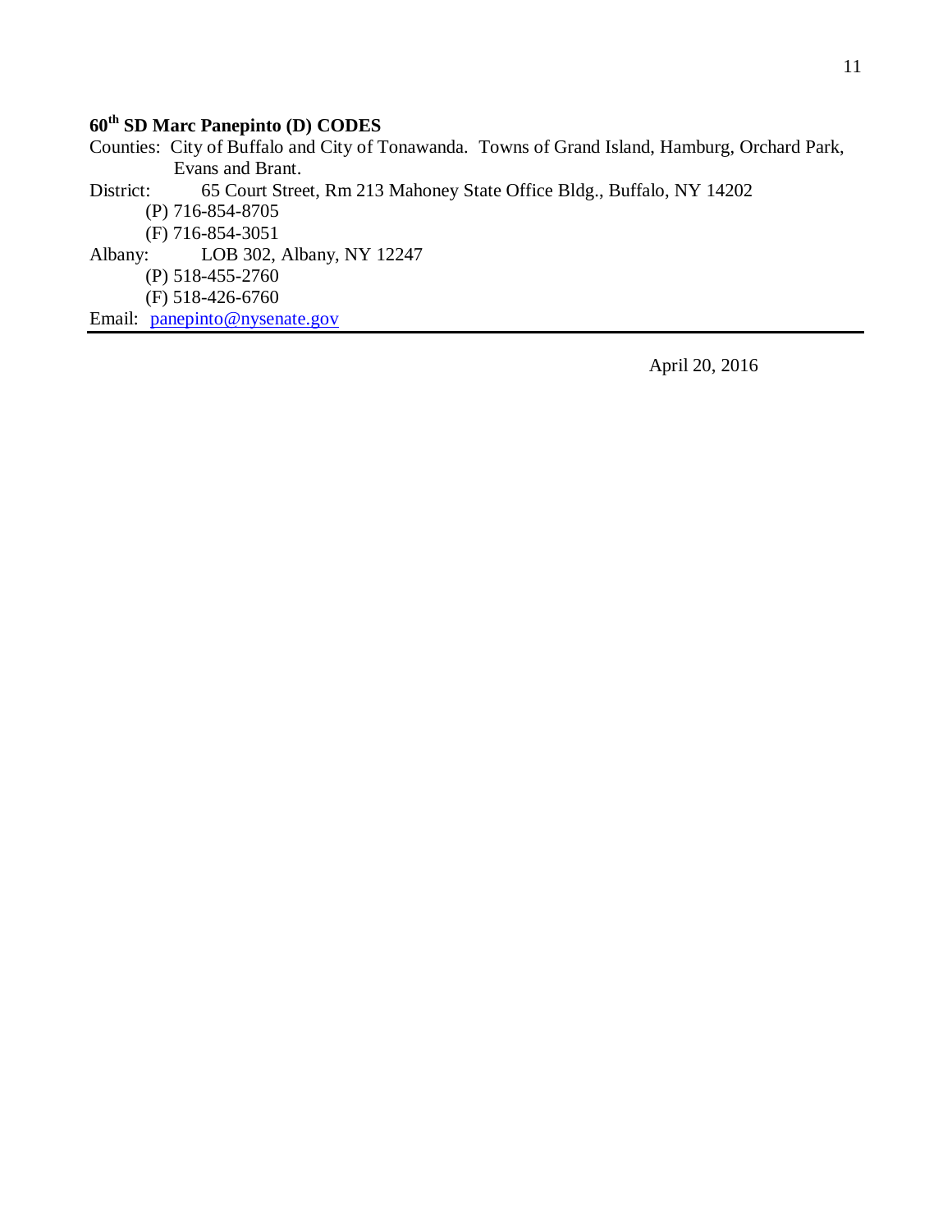**60th SD Marc Panepinto (D) CODES**

Counties: City of Buffalo and City of Tonawanda. Towns of Grand Island, Hamburg, Orchard Park, Evans and Brant.

District: 65 Court Street, Rm 213 Mahoney State Office Bldg., Buffalo, NY 14202

(P) 716-854-8705

(F) 716-854-3051

Albany: LOB 302, Albany, NY 12247

(P) 518-455-2760

(F) 518-426-6760

Email: panepinto@nysenate.gov

---

April 20, 2016